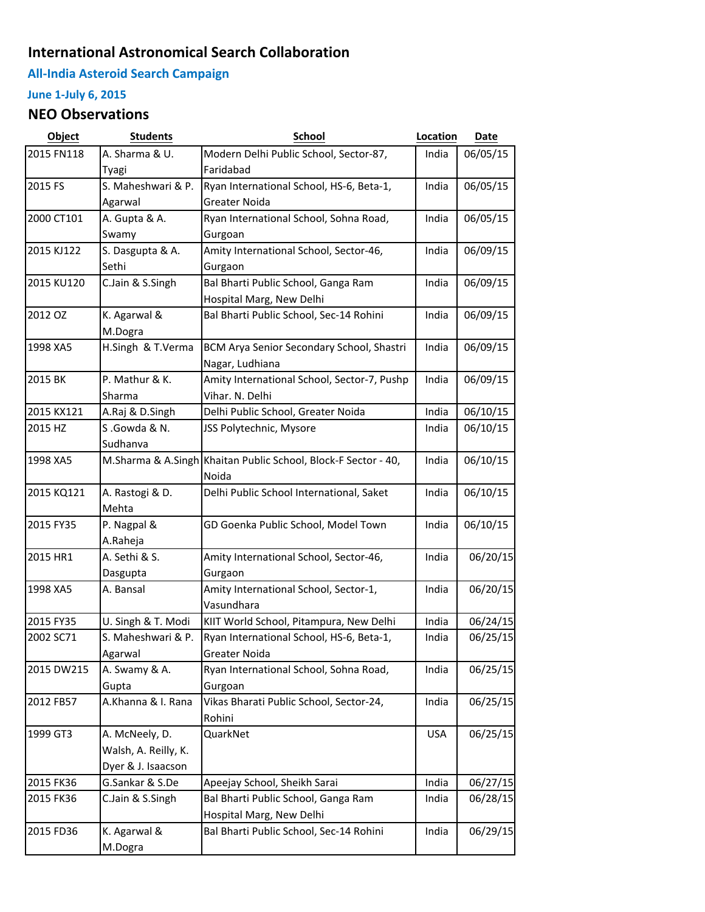# International Astronomical Search Collaboration

## All-India Asteroid Search Campaign

### June 1-July 6, 2015

## NEO Observations

| Object | Students | School | Location | Date |
|---|---|---|---|---|
| 2015 FN118 | A. Sharma & U. Tyagi | Modern Delhi Public School, Sector-87, Faridabad | India | 06/05/15 |
| 2015 FS | S. Maheshwari & P. Agarwal | Ryan International School, HS-6, Beta-1, Greater Noida | India | 06/05/15 |
| 2000 CT101 | A. Gupta & A. Swamy | Ryan International School, Sohna Road, Gurgoan | India | 06/05/15 |
| 2015 KJ122 | S. Dasgupta & A. Sethi | Amity International School, Sector-46, Gurgaon | India | 06/09/15 |
| 2015 KU120 | C.Jain & S.Singh | Bal Bharti Public School, Ganga Ram Hospital Marg, New Delhi | India | 06/09/15 |
| 2012 OZ | K. Agarwal & M.Dogra | Bal Bharti Public School, Sec-14 Rohini | India | 06/09/15 |
| 1998 XA5 | H.Singh & T.Verma | BCM Arya Senior Secondary School, Shastri Nagar, Ludhiana | India | 06/09/15 |
| 2015 BK | P. Mathur & K. Sharma | Amity International School, Sector-7, Pushp Vihar. N. Delhi | India | 06/09/15 |
| 2015 KX121 | A.Raj & D.Singh | Delhi Public School, Greater Noida | India | 06/10/15 |
| 2015 HZ | S .Gowda & N. Sudhanva | JSS Polytechnic, Mysore | India | 06/10/15 |
| 1998 XA5 | M.Sharma & A.Singh | Khaitan Public School, Block-F Sector - 40, Noida | India | 06/10/15 |
| 2015 KQ121 | A. Rastogi & D. Mehta | Delhi Public School International, Saket | India | 06/10/15 |
| 2015 FY35 | P. Nagpal & A.Raheja | GD Goenka Public School, Model Town | India | 06/10/15 |
| 2015 HR1 | A. Sethi & S. Dasgupta | Amity International School, Sector-46, Gurgaon | India | 06/20/15 |
| 1998 XA5 | A. Bansal | Amity International School, Sector-1, Vasundhara | India | 06/20/15 |
| 2015 FY35 | U. Singh & T. Modi | KIIT World School, Pitampura, New Delhi | India | 06/24/15 |
| 2002 SC71 | S. Maheshwari & P. Agarwal | Ryan International School, HS-6, Beta-1, Greater Noida | India | 06/25/15 |
| 2015 DW215 | A. Swamy & A. Gupta | Ryan International School, Sohna Road, Gurgoan | India | 06/25/15 |
| 2012 FB57 | A.Khanna & I. Rana | Vikas Bharati Public School, Sector-24, Rohini | India | 06/25/15 |
| 1999 GT3 | A. McNeely, D. Walsh, A. Reilly, K. Dyer & J. Isaacson | QuarkNet | USA | 06/25/15 |
| 2015 FK36 | G.Sankar & S.De | Apeejay School, Sheikh Sarai | India | 06/27/15 |
| 2015 FK36 | C.Jain & S.Singh | Bal Bharti Public School, Ganga Ram Hospital Marg, New Delhi | India | 06/28/15 |
| 2015 FD36 | K. Agarwal & M.Dogra | Bal Bharti Public School, Sec-14 Rohini | India | 06/29/15 |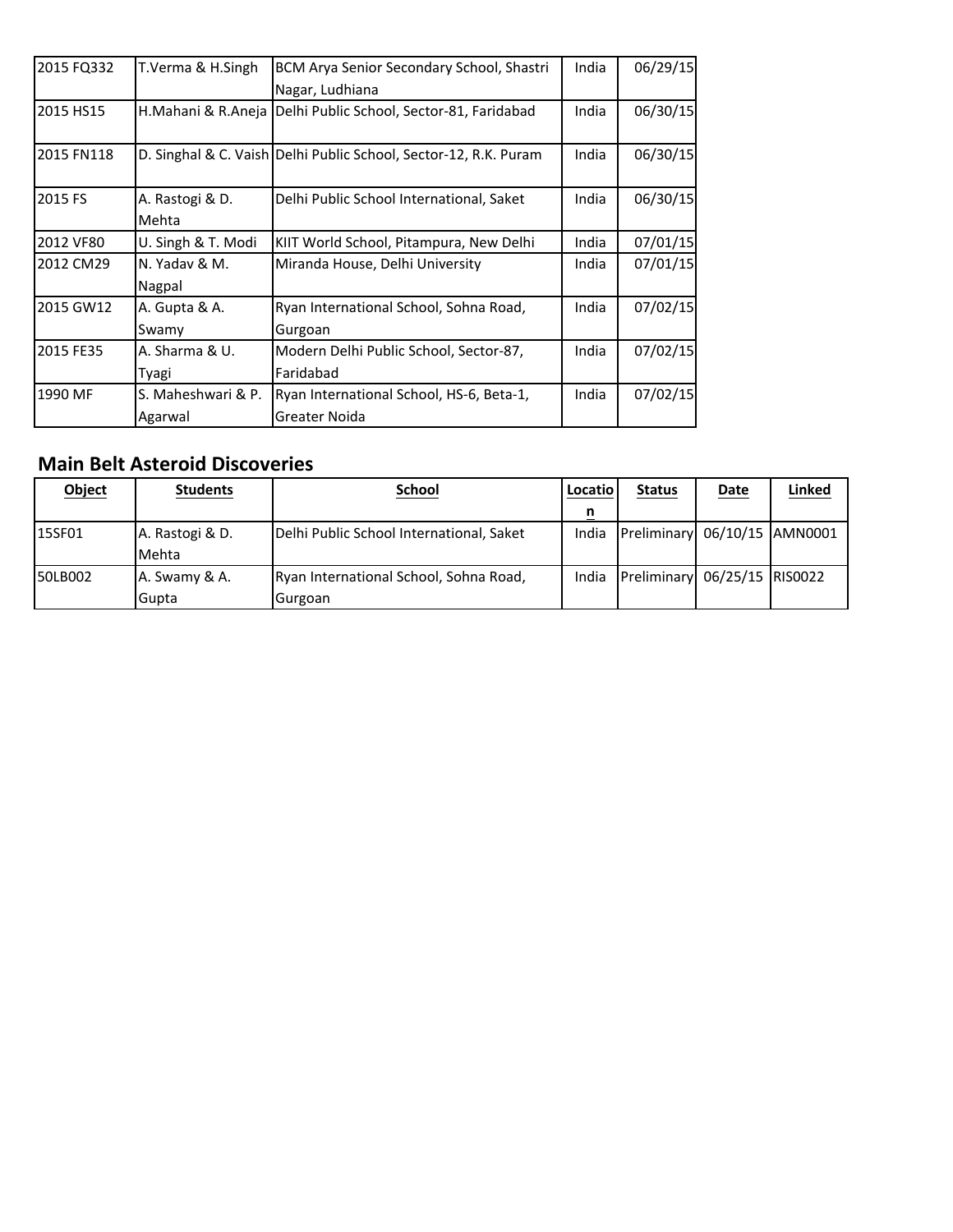| | | | | |
|---|---|---|---|---|
| 2015 FQ332 | T.Verma & H.Singh | BCM Arya Senior Secondary School, Shastri Nagar, Ludhiana | India | 06/29/15 |
| 2015 HS15 | H.Mahani & R.Aneja | Delhi Public School, Sector-81, Faridabad | India | 06/30/15 |
| 2015 FN118 | D. Singhal & C. Vaish | Delhi Public School, Sector-12, R.K. Puram | India | 06/30/15 |
| 2015 FS | A. Rastogi & D. Mehta | Delhi Public School International, Saket | India | 06/30/15 |
| 2012 VF80 | U. Singh & T. Modi | KIIT World School, Pitampura, New Delhi | India | 07/01/15 |
| 2012 CM29 | N. Yadav & M. Nagpal | Miranda House, Delhi University | India | 07/01/15 |
| 2015 GW12 | A. Gupta & A. Swamy | Ryan International School, Sohna Road, Gurgoan | India | 07/02/15 |
| 2015 FE35 | A. Sharma & U. Tyagi | Modern Delhi Public School, Sector-87, Faridabad | India | 07/02/15 |
| 1990 MF | S. Maheshwari & P. Agarwal | Ryan International School, HS-6, Beta-1, Greater Noida | India | 07/02/15 |

## Main Belt Asteroid Discoveries

| Object | Students | School | Location | Status | Date | Linked |
|---|---|---|---|---|---|---|
| 15SF01 | A. Rastogi & D. Mehta | Delhi Public School International, Saket | India | Preliminary | 06/10/15 | AMN0001 |
| 50LB002 | A. Swamy & A. Gupta | Ryan International School, Sohna Road, Gurgoan | India | Preliminary | 06/25/15 | RIS0022 |